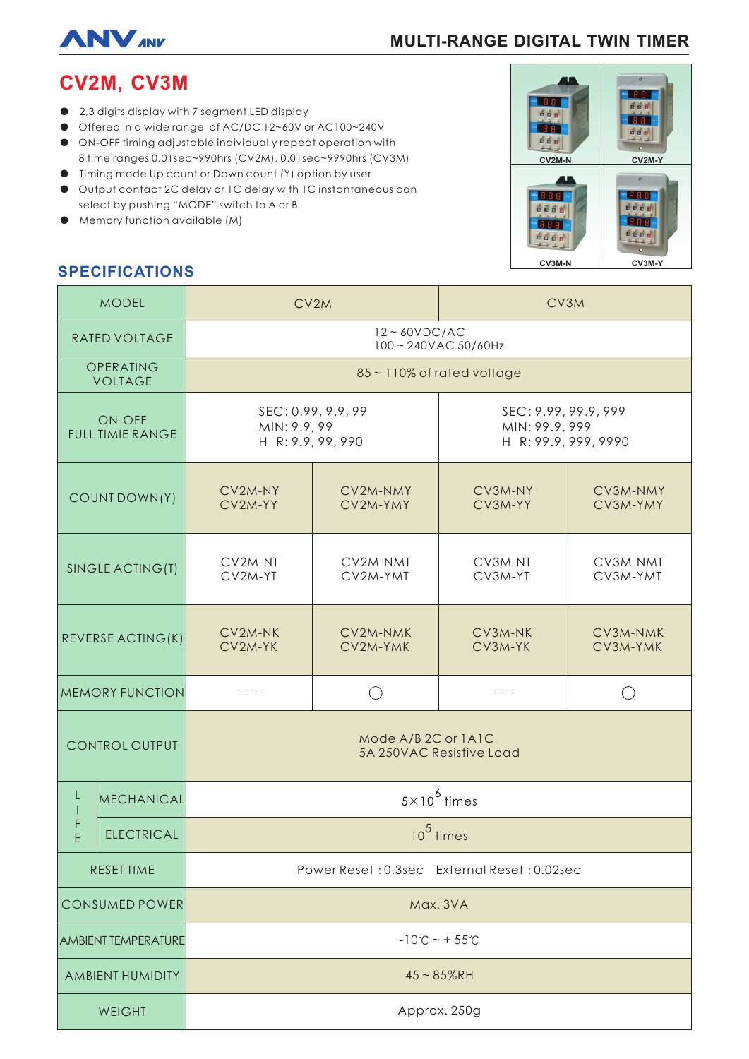ANV

## MULTI-RANGE DIGITAL TWIN TIMER

# CV2M, CV3M

- 2,3 digits display with 7 segment LED display
- Offered in a wide range of AC/DC 12~60V or AC100~240V
- ON-OFF timing adjustable individually repeat operation with 8 time ranges 0.01sec~990hrs (CV2M), 0.01sec~9990hrs (CV3M)
- Timing mode Up count or Down count (Y) option by user
- Output contact 2C delay or 1C delay with 1C instantaneous can select by pushing "MODE" switch to A or B
- Memory function available (M)

CV2M-N CV2M-Y CV3M-N CV3M-Y

## SPECIFICATIONS

| MODEL | | CV2M | | CV3M | |
|---|---|---|---|---|---|
| RATED VOLTAGE | | 12 ~ 60VDC/AC<br>100 ~ 240VAC 50/60Hz | | | |
| OPERATING VOLTAGE | | 85 ~ 110% of rated voltage | | | |
| ON-OFF FULL TIMIE RANGE | | SEC: 0.99, 9.9, 99<br>MIN: 9.9, 99<br>H R: 9.9, 99, 990 | | SEC: 9.99, 99.9, 999<br>MIN: 99.9, 999<br>H R: 99.9, 999, 9990 | |
| COUNT DOWN(Y) | | CV2M-NY<br>CV2M-YY | CV2M-NMY<br>CV2M-YMY | CV3M-NY<br>CV3M-YY | CV3M-NMY<br>CV3M-YMY |
| SINGLE ACTING(T) | | CV2M-NT<br>CV2M-YT | CV2M-NMT<br>CV2M-YMT | CV3M-NT<br>CV3M-YT | CV3M-NMT<br>CV3M-YMT |
| REVERSE ACTING(K) | | CV2M-NK<br>CV2M-YK | CV2M-NMK<br>CV2M-YMK | CV3M-NK<br>CV3M-YK | CV3M-NMK<br>CV3M-YMK |
| MEMORY FUNCTION | | - - - | ○ | - - - | ○ |
| CONTROL OUTPUT | | Mode A/B 2C or 1A1C<br>5A 250VAC Resistive Load | | | |
| LIFE | MECHANICAL | $5 \times 10^6$ times | | | |
| | ELECTRICAL | $10^5$ times | | | |
| RESET TIME | | Power Reset : 0.3sec External Reset : 0.02sec | | | |
| CONSUMED POWER | | Max. 3VA | | | |
| AMBIENT TEMPERATURE | | -10℃ ~ + 55℃ | | | |
| AMBIENT HUMIDITY | | 45 ~ 85%RH | | | |
| WEIGHT | | Approx. 250g | | | |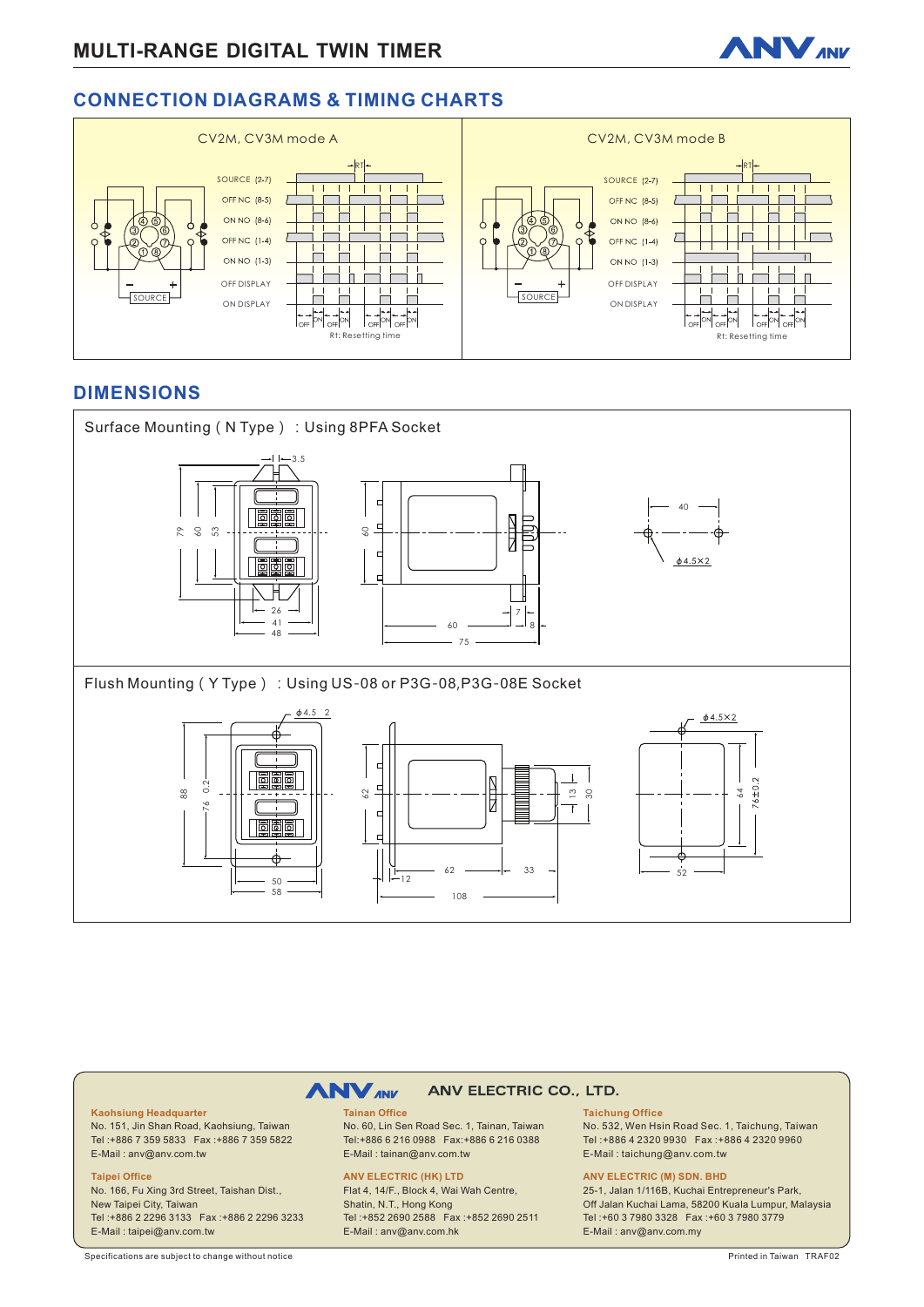## CONNECTION DIAGRAMS & TIMING CHARTS

CV2M, CV3M mode A

SOURCE (2-7)
OFF NC (8-5)
ON NO (8-6)
OFF NC (1-4)
ON NO (1-3)
OFF DISPLAY
ON DISPLAY

RT
OFF ON OFF ON OFF ON OFF ON
Rt: Resetting time

SOURCE

CV2M, CV3M mode B

SOURCE (2-7)
OFF NC (8-5)
ON NO (8-6)
OFF NC (1-4)
ON NO (1-3)
OFF DISPLAY
ON DISPLAY

RT
OFF ON OFF ON OFF ON OFF ON
Rt: Resetting time

SOURCE

## DIMENSIONS

Surface Mounting ( N Type ) : Using 8PFA Socket

3.5
79 60 53
26
41
48
60
7
60
8
75
40
ϕ4.5×2

Flush Mounting ( Y Type ) : Using US-08 or P3G-08,P3G-08E Socket

ϕ4.5 2
88 76 0.2
50
58
62
13 30
62 33
12
108
ϕ4.5×2
64 76±0.2
52

ANV ELECTRIC CO., LTD.

**Kaohsiung Headquarter**
No. 151, Jin Shan Road, Kaohsiung, Taiwan
Tel :+886 7 359 5833 Fax :+886 7 359 5822
E-Mail : anv@anv.com.tw

**Taipei Office**
No. 166, Fu Xing 3rd Street, Taishan Dist.,
New Taipei City, Taiwan
Tel :+886 2 2296 3133 Fax :+886 2 2296 3233
E-Mail : taipei@anv.com.tw

**Tainan Office**
No. 60, Lin Sen Road Sec. 1, Tainan, Taiwan
Tel:+886 6 216 0988 Fax:+886 6 216 0388
E-Mail : tainan@anv.com.tw

**ANV ELECTRIC (HK) LTD**
Flat 4, 14/F., Block 4, Wai Wah Centre,
Shatin, N.T., Hong Kong
Tel :+852 2690 2588 Fax :+852 2690 2511
E-Mail : anv@anv.com.hk

**Taichung Office**
No. 532, Wen Hsin Road Sec. 1, Taichung, Taiwan
Tel :+886 4 2320 9930 Fax :+886 4 2320 9960
E-Mail : taichung@anv.com.tw

**ANV ELECTRIC (M) SDN. BHD**
25-1, Jalan 1/116B, Kuchai Entrepreneur's Park,
Off Jalan Kuchai Lama, 58200 Kuala Lumpur, Malaysia
Tel :+60 3 7980 3328 Fax :+60 3 7980 3779
E-Mail : anv@anv.com.my

Specifications are subject to change without notice

Printed in Taiwan TRAF02